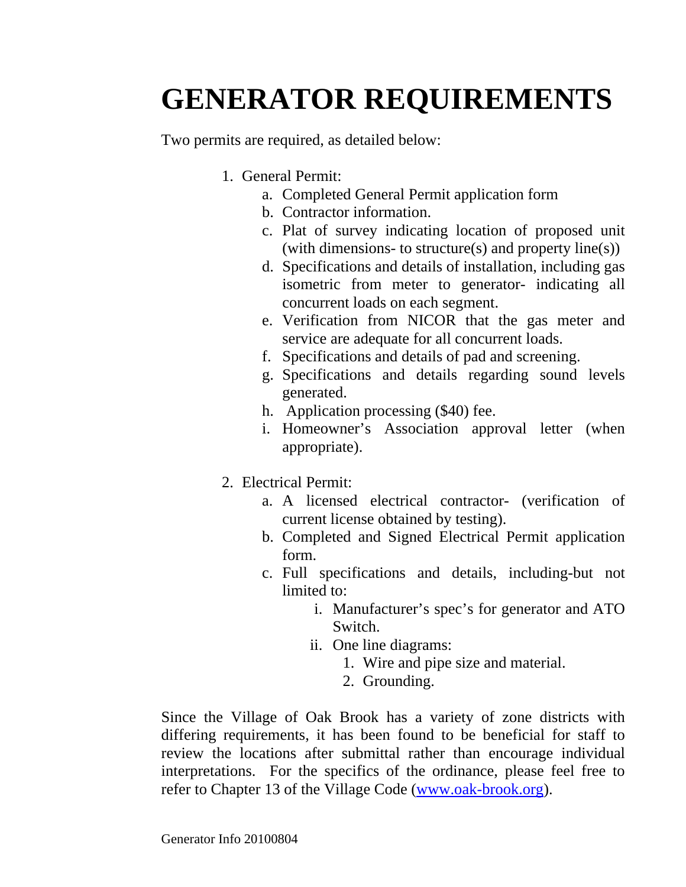# GENERATOR REQUIREMENTS

Two permits are required, as detailed below:

1. General Permit:
    a. Completed General Permit application form
    b. Contractor information.
    c. Plat of survey indicating location of proposed unit (with dimensions- to structure(s) and property line(s))
    d. Specifications and details of installation, including gas isometric from meter to generator- indicating all concurrent loads on each segment.
    e. Verification from NICOR that the gas meter and service are adequate for all concurrent loads.
    f. Specifications and details of pad and screening.
    g. Specifications and details regarding sound levels generated.
    h. Application processing ($40) fee.
    i. Homeowner's Association approval letter (when appropriate).

2. Electrical Permit:
    a. A licensed electrical contractor- (verification of current license obtained by testing).
    b. Completed and Signed Electrical Permit application form.
    c. Full specifications and details, including-but not limited to:
        i. Manufacturer's spec's for generator and ATO Switch.
        ii. One line diagrams:
            1. Wire and pipe size and material.
            2. Grounding.

Since the Village of Oak Brook has a variety of zone districts with differing requirements, it has been found to be beneficial for staff to review the locations after submittal rather than encourage individual interpretations. For the specifics of the ordinance, please feel free to refer to Chapter 13 of the Village Code (www.oak-brook.org).

Generator Info 20100804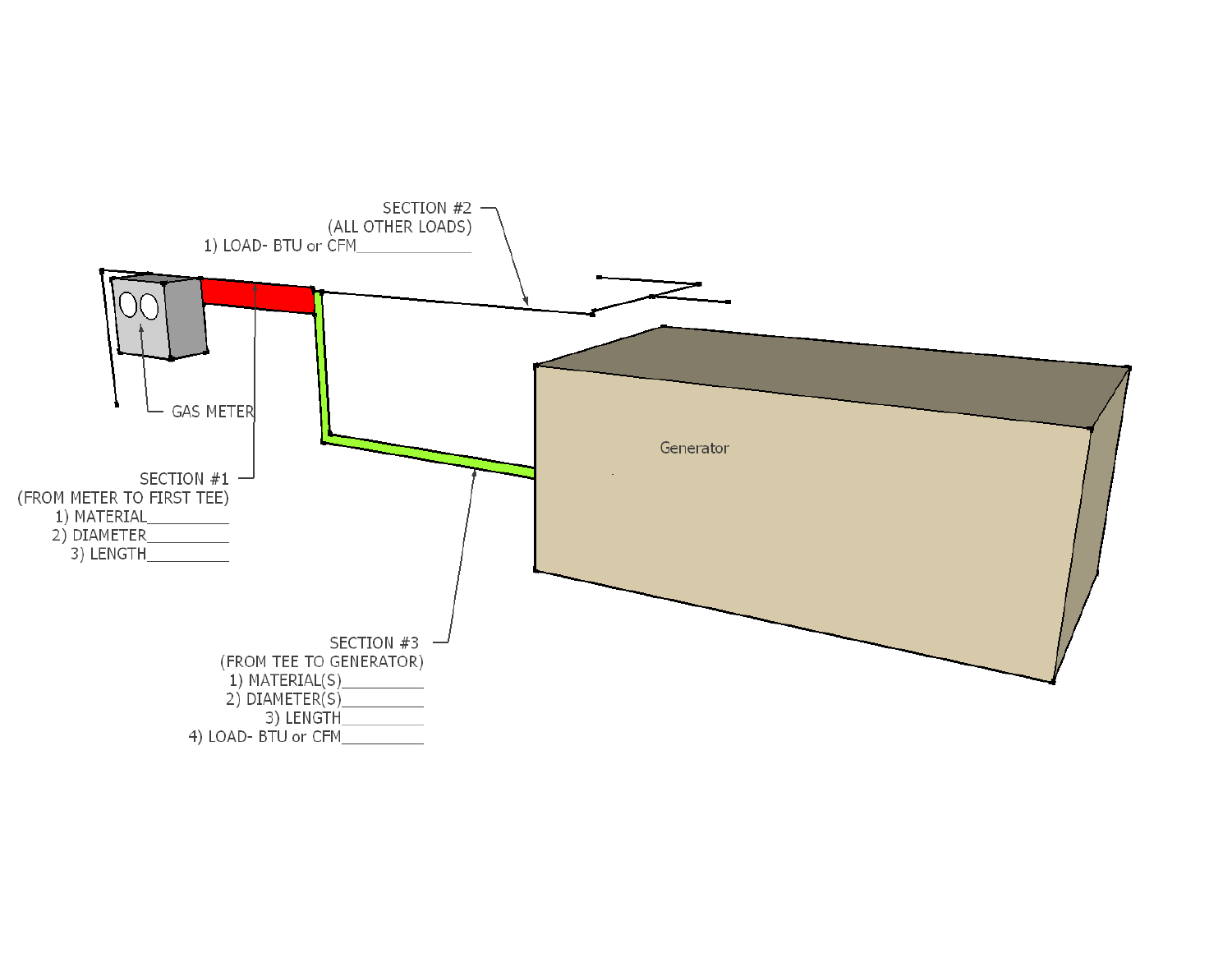SECTION #2
(ALL OTHER LOADS)
1) LOAD- BTU or CFM______________

GAS METER

Generator

SECTION #1
(FROM METER TO FIRST TEE)
1) MATERIAL__________
2) DIAMETER__________
3) LENGTH__________

SECTION #3
(FROM TEE TO GENERATOR)
1) MATERIAL(S)__________
2) DIAMETER(S)__________
3) LENGTH__________
4) LOAD- BTU or CFM__________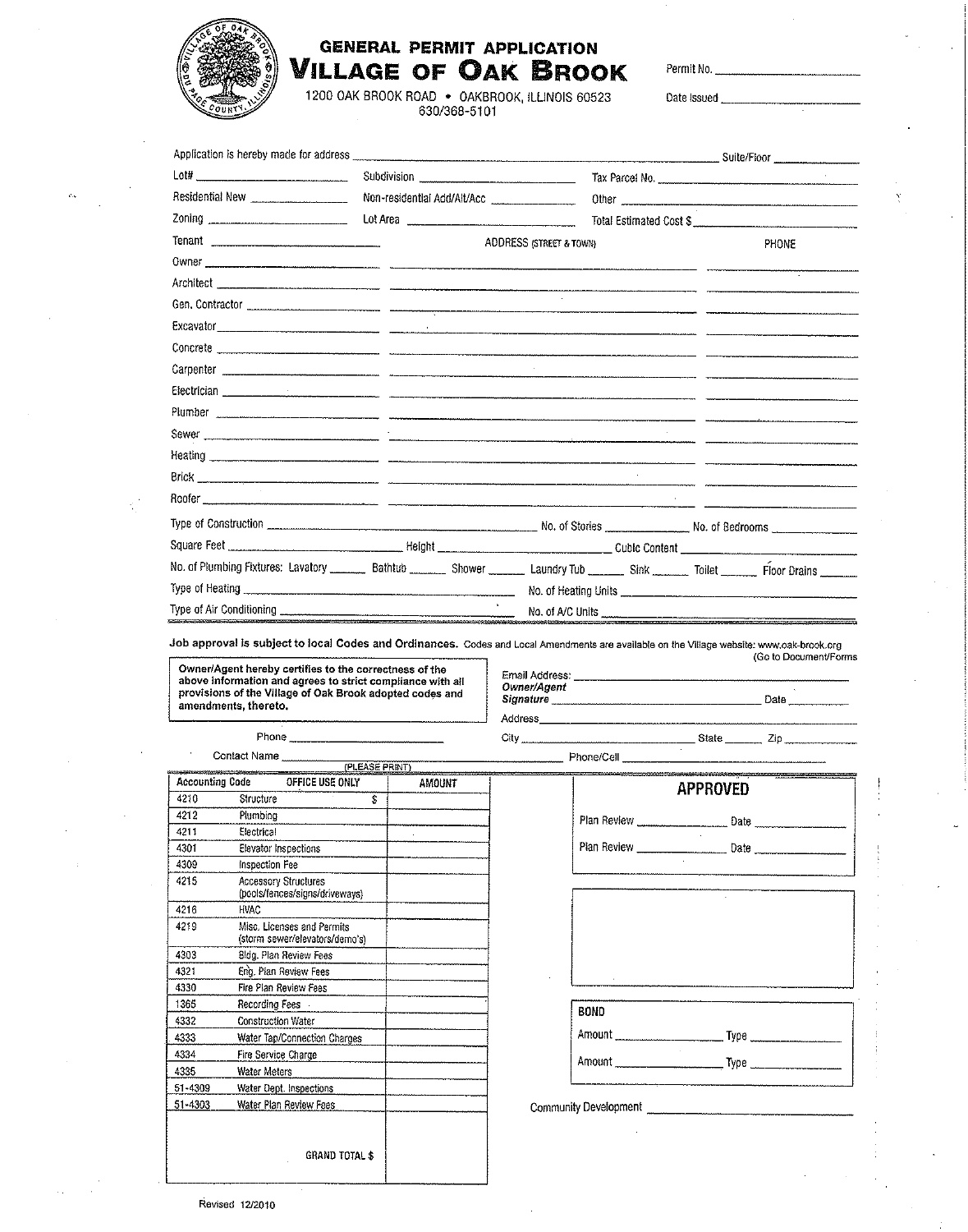# GENERAL PERMIT APPLICATION

# VILLAGE OF OAK BROOK

1200 OAK BROOK ROAD • OAKBROOK, ILLINOIS 60523
630/368-5101

Permit No. ____________________

Date Issued ____________________

Application is hereby made for address ______________________________ Suite/Floor __________

Lot# ______________ Subdivision ______________ Tax Parcel No. ______________

Residential New ______________ Non-residential Add/Alt/Acc ______________ Other ______________

Zoning ______________ Lot Area ______________ Total Estimated Cost $ ______________

| | | ADDRESS (STREET & TOWN) | PHONE |
|---|---|---|---|
| Tenant | | | |
| Owner | | | |
| Architect | | | |
| Gen. Contractor | | | |
| Excavator | | | |
| Concrete | | | |
| Carpenter | | | |
| Electrician | | | |
| Plumber | | | |
| Sewer | | | |
| Heating | | | |
| Brick | | | |
| Roofer | | | |

Type of Construction ______________ No. of Stories __________ No. of Bedrooms __________

Square Feet ______________ Height ______________ Cubic Content ______________

No. of Plumbing Fixtures: Lavatory ______ Bathtub ______ Shower ______ Laundry Tub ______ Sink ______ Toilet ______ Floor Drains ______

Type of Heating ______________ No. of Heating Units ______________

Type of Air Conditioning ______________ No. of A/C Units ______________

**Job approval is subject to local Codes and Ordinances.** Codes and Local Amendments are available on the Village website: www.oak-brook.org (Go to Document/Forms)

**Owner/Agent hereby certifies to the correctness of the above information and agrees to strict compliance with all provisions of the Village of Oak Brook adopted codes and amendments, thereto.**

Email Address: ______________

***Owner/Agent Signature*** ______________ Date __________

Address ______________

Phone ______________

City ______________ State ______ Zip ______

Contact Name ______________ (PLEASE PRINT) Phone/Cell ______________

| Accounting Code | OFFICE USE ONLY | AMOUNT |
|---|---|---|
| 4210 | Structure $ | |
| 4212 | Plumbing | |
| 4211 | Electrical | |
| 4301 | Elevator Inspections | |
| 4309 | Inspection Fee | |
| 4215 | Accessory Structures (pools/fences/signs/driveways) | |
| 4216 | HVAC | |
| 4219 | Misc. Licenses and Permits (storm sewer/elevators/demo's) | |
| 4303 | Bldg. Plan Review Fees | |
| 4321 | Eng. Plan Review Fees | |
| 4330 | Fire Plan Review Fees | |
| 1365 | Recording Fees | |
| 4332 | Construction Water | |
| 4333 | Water Tap/Connection Charges | |
| 4334 | Fire Service Charge | |
| 4335 | Water Meters | |
| 51-4309 | Water Dept. Inspections | |
| 51-4303 | Water Plan Review Fees | |
| | GRAND TOTAL $ | |

**APPROVED**

Plan Review ______________ Date ______________

Plan Review ______________ Date ______________

**BOND**

Amount ______________ Type ______________

Amount ______________ Type ______________

Community Development ______________

Revised 12/2010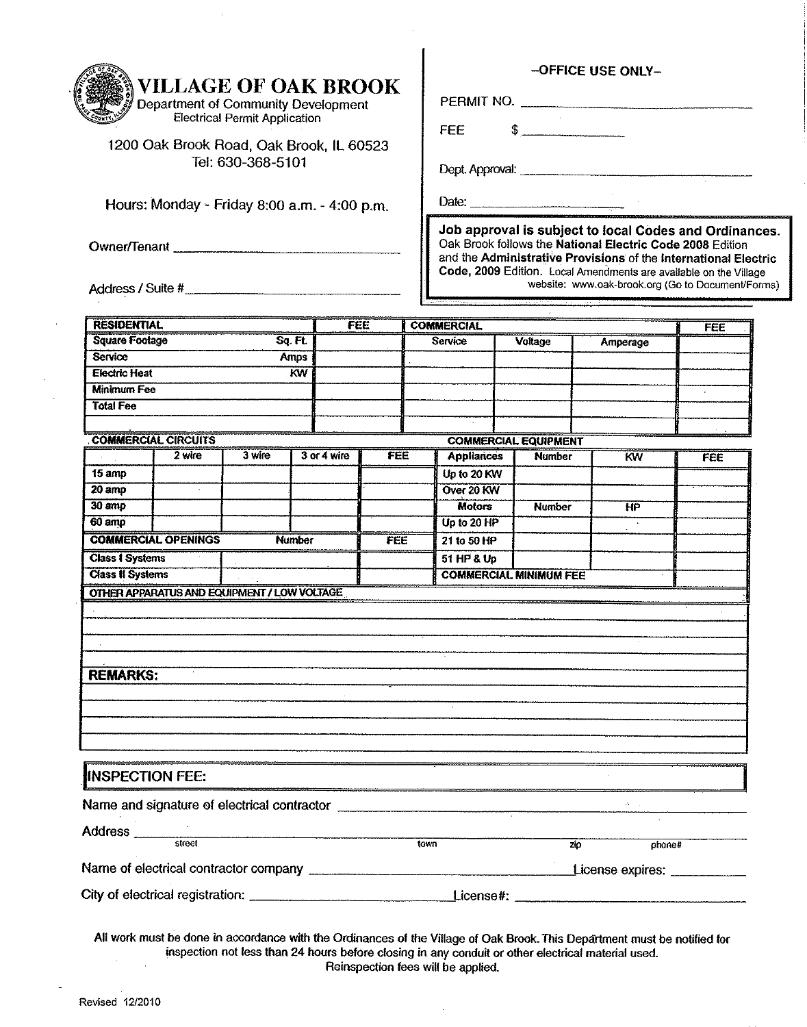# VILLAGE OF OAK BROOK

Department of Community Development
Electrical Permit Application

1200 Oak Brook Road, Oak Brook, IL 60523
Tel: 630-368-5101

Hours: Monday - Friday 8:00 a.m. - 4:00 p.m.

Owner/Tenant ______________________

Address / Suite # ______________________

**–OFFICE USE ONLY–**

PERMIT NO. ______________________

FEE $ ____________

Dept. Approval: ______________________

Date: ____________________

**Job approval is subject to local Codes and Ordinances.** Oak Brook follows the **National Electric Code 2008** Edition and the **Administrative Provisions** of the **International Electric Code, 2009** Edition. Local Amendments are available on the Village website: www.oak-brook.org (Go to Document/Forms)

| RESIDENTIAL | | FEE |
|---|---|---|
| Square Footage | Sq. Ft. | |
| Service | Amps | |
| Electric Heat | KW | |
| Minimum Fee | | |
| Total Fee | | |
| | | |

| COMMERCIAL | | | FEE |
|---|---|---|---|
| Service | Voltage | Amperage | |
| | | | |
| | | | |
| | | | |
| | | | |
| | | | |

**COMMERCIAL CIRCUITS**

| | 2 wire | 3 wire | 3 or 4 wire | FEE |
|---|---|---|---|---|
| 15 amp | | | | |
| 20 amp | | | | |
| 30 amp | | | | |
| 60 amp | | | | |
| **COMMERCIAL OPENINGS** | | Number | | FEE |
| Class I Systems | | | | |
| Class II Systems | | | | |

**COMMERCIAL EQUIPMENT**

| Appliances | Number | KW | FEE |
|---|---|---|---|
| Up to 20 KW | | | |
| Over 20 KW | | | |
| **Motors** | **Number** | **HP** | |
| Up to 20 HP | | | |
| 21 to 50 HP | | | |
| 51 HP & Up | | | |
| COMMERCIAL MINIMUM FEE | | | |

**OTHER APPARATUS AND EQUIPMENT / LOW VOLTAGE**

______________________

______________________

______________________

**REMARKS:**

______________________

______________________

______________________

**INSPECTION FEE:**

Name and signature of electrical contractor ______________________

Address ______________________ (street) ______________________ (town) __________ (zip) __________ (phone#)

Name of electrical contractor company ______________________ License expires: __________

City of electrical registration: ______________________ License#: ______________________

All work must be done in accordance with the Ordinances of the Village of Oak Brook. This Department must be notified for inspection not less than 24 hours before closing in any conduit or other electrical material used. Reinspection fees will be applied.

Revised 12/2010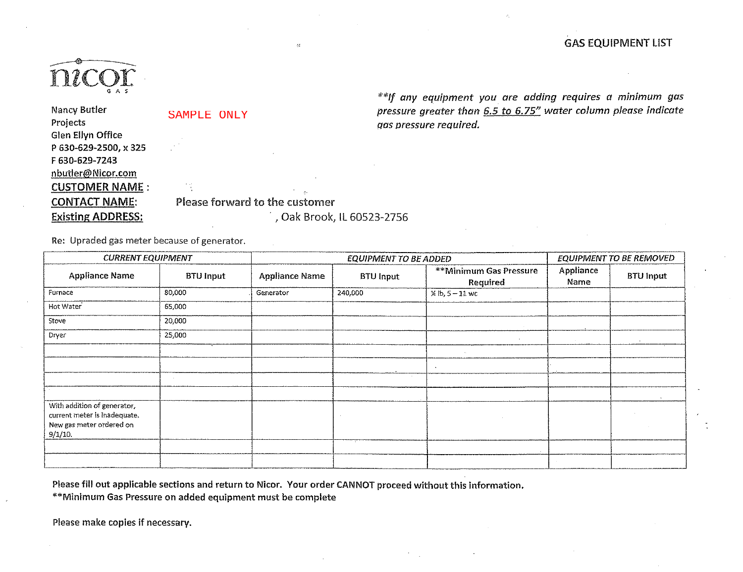GAS EQUIPMENT LIST

nicor GAS

Nancy Butler
Projects
Glen Ellyn Office
P 630-629-2500, x 325
F 630-629-7243
nbutler@Nicor.com

SAMPLE ONLY

*\*\*If any equipment you are adding requires a minimum gas pressure greater than 6.5 to 6.75" water column please indicate gas pressure required.*

**CUSTOMER NAME** :

**CONTACT NAME**: Please forward to the customer

**Existing ADDRESS:** , Oak Brook, IL 60523-2756

Re: Upraded gas meter because of generator.

| *CURRENT EQUIPMENT* | | *EQUIPMENT TO BE ADDED* | | | *EQUIPMENT TO BE REMOVED* | |
|---|---|---|---|---|---|---|
| Appliance Name | BTU Input | Appliance Name | BTU Input | \*\*Minimum Gas Pressure Required | Appliance Name | BTU Input |
| Furnace | 80,000 | Generator | 240,000 | ¼ lb, 5 – 11 wc | | |
| Hot Water | 65,000 | | | | | |
| Stove | 20,000 | | | | | |
| Dryer | 25,000 | | | | | |
| | | | | | | |
| | | | | | | |
| | | | | | | |
| | | | | | | |
| With addition of generator, current meter is inadequate. New gas meter ordered on 9/1/10. | | | | | | |
| | | | | | | |
| | | | | | | |

Please fill out applicable sections and return to Nicor. Your order CANNOT proceed without this information.
\*\*Minimum Gas Pressure on added equipment must be complete

Please make copies if necessary.